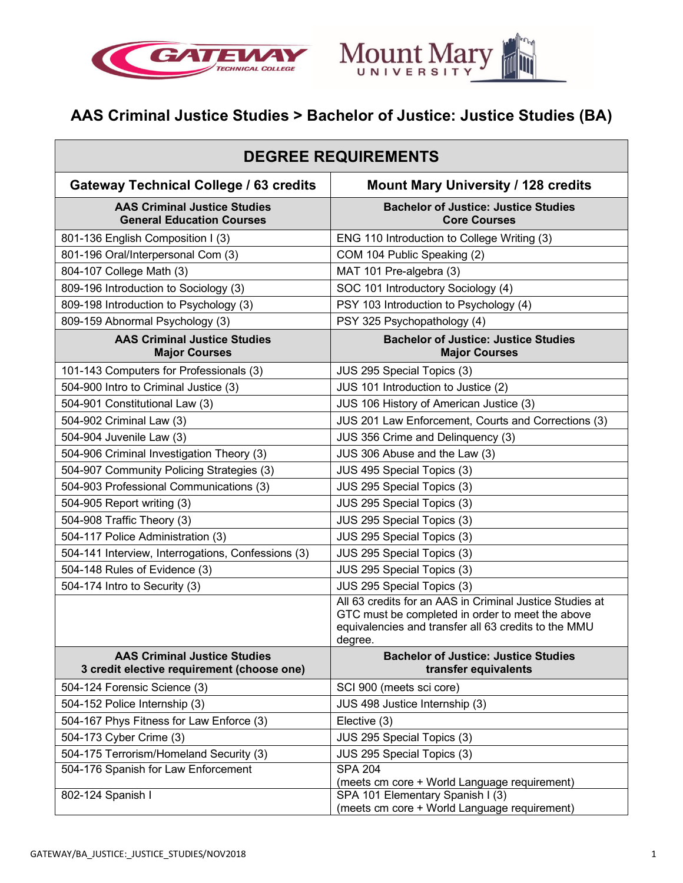# AAS Criminal Justice Studies > Bachelor of Justice: Justice Studies (BA)

| DEGREE REQUIREMENTS | |
|---|---|
| **Gateway Technical College / 63 credits** | **Mount Mary University / 128 credits** |
| **AAS Criminal Justice Studies General Education Courses** | **Bachelor of Justice: Justice Studies Core Courses** |
| 801-136 English Composition I (3) | ENG 110 Introduction to College Writing (3) |
| 801-196 Oral/Interpersonal Com (3) | COM 104 Public Speaking (2) |
| 804-107 College Math (3) | MAT 101 Pre-algebra (3) |
| 809-196 Introduction to Sociology (3) | SOC 101 Introductory Sociology (4) |
| 809-198 Introduction to Psychology (3) | PSY 103 Introduction to Psychology (4) |
| 809-159 Abnormal Psychology (3) | PSY 325 Psychopathology (4) |
| **AAS Criminal Justice Studies Major Courses** | **Bachelor of Justice: Justice Studies Major Courses** |
| 101-143 Computers for Professionals (3) | JUS 295 Special Topics (3) |
| 504-900 Intro to Criminal Justice (3) | JUS 101 Introduction to Justice (2) |
| 504-901 Constitutional Law (3) | JUS 106 History of American Justice (3) |
| 504-902 Criminal Law (3) | JUS 201 Law Enforcement, Courts and Corrections (3) |
| 504-904 Juvenile Law (3) | JUS 356 Crime and Delinquency (3) |
| 504-906 Criminal Investigation Theory (3) | JUS 306 Abuse and the Law (3) |
| 504-907 Community Policing Strategies (3) | JUS 495 Special Topics (3) |
| 504-903 Professional Communications (3) | JUS 295 Special Topics (3) |
| 504-905 Report writing (3) | JUS 295 Special Topics (3) |
| 504-908 Traffic Theory (3) | JUS 295 Special Topics (3) |
| 504-117 Police Administration (3) | JUS 295 Special Topics (3) |
| 504-141 Interview, Interrogations, Confessions (3) | JUS 295 Special Topics (3) |
| 504-148 Rules of Evidence (3) | JUS 295 Special Topics (3) |
| 504-174 Intro to Security (3) | JUS 295 Special Topics (3) |
| | All 63 credits for an AAS in Criminal Justice Studies at GTC must be completed in order to meet the above equivalencies and transfer all 63 credits to the MMU degree. |
| **AAS Criminal Justice Studies 3 credit elective requirement (choose one)** | **Bachelor of Justice: Justice Studies transfer equivalents** |
| 504-124 Forensic Science (3) | SCI 900 (meets sci core) |
| 504-152 Police Internship (3) | JUS 498 Justice Internship (3) |
| 504-167 Phys Fitness for Law Enforce (3) | Elective (3) |
| 504-173 Cyber Crime (3) | JUS 295 Special Topics (3) |
| 504-175 Terrorism/Homeland Security (3) | JUS 295 Special Topics (3) |
| 504-176 Spanish for Law Enforcement | SPA 204 (meets cm core + World Language requirement) |
| 802-124 Spanish I | SPA 101 Elementary Spanish I (3) (meets cm core + World Language requirement) |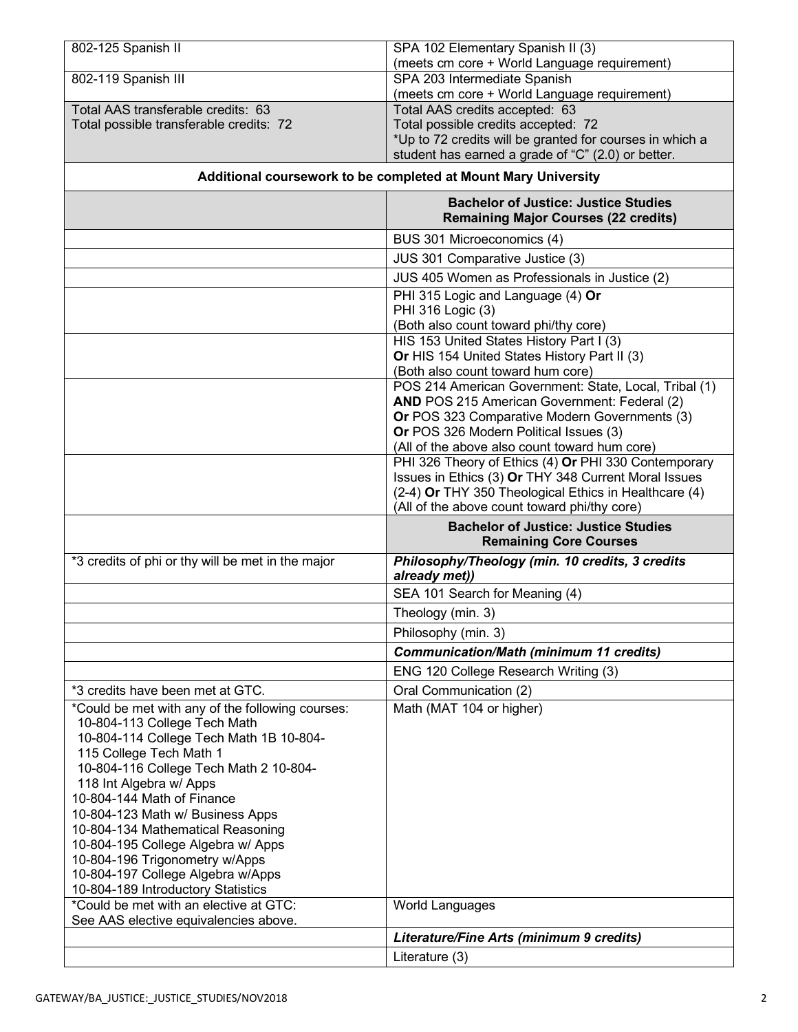| 802-125 Spanish II | SPA 102 Elementary Spanish II (3)<br>(meets cm core + World Language requirement) |
|---|---|
| 802-119 Spanish III | SPA 203 Intermediate Spanish<br>(meets cm core + World Language requirement) |
| Total AAS transferable credits: 63<br>Total possible transferable credits: 72 | Total AAS credits accepted: 63<br>Total possible credits accepted: 72<br>*Up to 72 credits will be granted for courses in which a student has earned a grade of "C" (2.0) or better. |
| **Additional coursework to be completed at Mount Mary University** | |
| | **Bachelor of Justice: Justice Studies Remaining Major Courses (22 credits)** |
| | BUS 301 Microeconomics (4) |
| | JUS 301 Comparative Justice (3) |
| | JUS 405 Women as Professionals in Justice (2) |
| | PHI 315 Logic and Language (4) **Or**<br>PHI 316 Logic (3)<br>(Both also count toward phi/thy core) |
| | HIS 153 United States History Part I (3)<br>**Or** HIS 154 United States History Part II (3)<br>(Both also count toward hum core) |
| | POS 214 American Government: State, Local, Tribal (1)<br>**AND** POS 215 American Government: Federal (2)<br>**Or** POS 323 Comparative Modern Governments (3)<br>**Or** POS 326 Modern Political Issues (3)<br>(All of the above also count toward hum core) |
| | PHI 326 Theory of Ethics (4) **Or** PHI 330 Contemporary Issues in Ethics (3) **Or** THY 348 Current Moral Issues (2-4) **Or** THY 350 Theological Ethics in Healthcare (4)<br>(All of the above count toward phi/thy core) |
| | **Bachelor of Justice: Justice Studies Remaining Core Courses** |
| *3 credits of phi or thy will be met in the major | ***Philosophy/Theology (min. 10 credits, 3 credits already met))*** |
| | SEA 101 Search for Meaning (4) |
| | Theology (min. 3) |
| | Philosophy (min. 3) |
| | ***Communication/Math (minimum 11 credits)*** |
| | ENG 120 College Research Writing (3) |
| *3 credits have been met at GTC. | Oral Communication (2) |
| *Could be met with any of the following courses:<br>10-804-113 College Tech Math<br>10-804-114 College Tech Math 1B 10-804-115 College Tech Math 1<br>10-804-116 College Tech Math 2 10-804-118 Int Algebra w/ Apps<br>10-804-144 Math of Finance<br>10-804-123 Math w/ Business Apps<br>10-804-134 Mathematical Reasoning<br>10-804-195 College Algebra w/ Apps<br>10-804-196 Trigonometry w/Apps<br>10-804-197 College Algebra w/Apps<br>10-804-189 Introductory Statistics | Math (MAT 104 or higher) |
| *Could be met with an elective at GTC:<br>See AAS elective equivalencies above. | World Languages |
| | ***Literature/Fine Arts (minimum 9 credits)*** |
| | Literature (3) |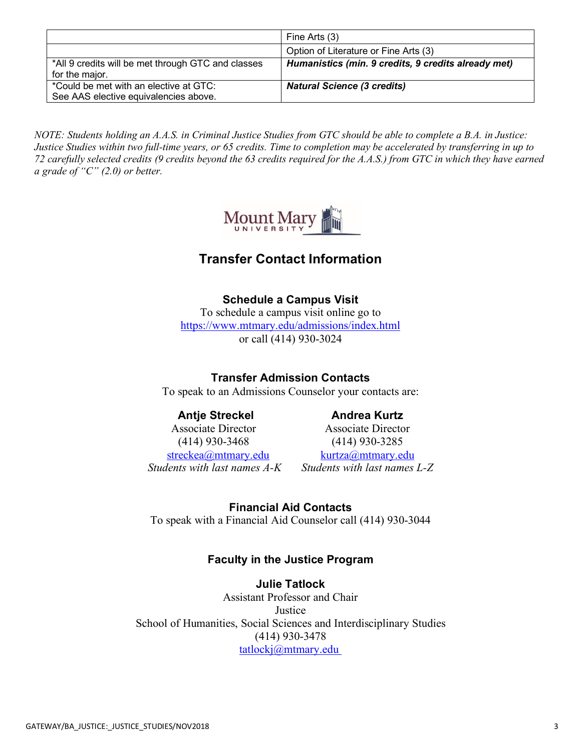| | |
|---|---|
| | Fine Arts (3) |
| | Option of Literature or Fine Arts (3) |
| *All 9 credits will be met through GTC and classes for the major. | ***Humanistics (min. 9 credits, 9 credits already met)*** |
| *Could be met with an elective at GTC: See AAS elective equivalencies above. | ***Natural Science (3 credits)*** |

*NOTE: Students holding an A.A.S. in Criminal Justice Studies from GTC should be able to complete a B.A. in Justice: Justice Studies within two full-time years, or 65 credits. Time to completion may be accelerated by transferring in up to 72 carefully selected credits (9 credits beyond the 63 credits required for the A.A.S.) from GTC in which they have earned a grade of "C" (2.0) or better.*

Mount Mary UNIVERSITY

## Transfer Contact Information

### Schedule a Campus Visit

To schedule a campus visit online go to
https://www.mtmary.edu/admissions/index.html
or call (414) 930-3024

### Transfer Admission Contacts

To speak to an Admissions Counselor your contacts are:

**Antje Streckel**
Associate Director
(414) 930-3468
streckea@mtmary.edu
*Students with last names A-K*

**Andrea Kurtz**
Associate Director
(414) 930-3285
kurtza@mtmary.edu
*Students with last names L-Z*

### Financial Aid Contacts

To speak with a Financial Aid Counselor call (414) 930-3044

### Faculty in the Justice Program

**Julie Tatlock**
Assistant Professor and Chair
Justice
School of Humanities, Social Sciences and Interdisciplinary Studies
(414) 930-3478
tatlockj@mtmary.edu